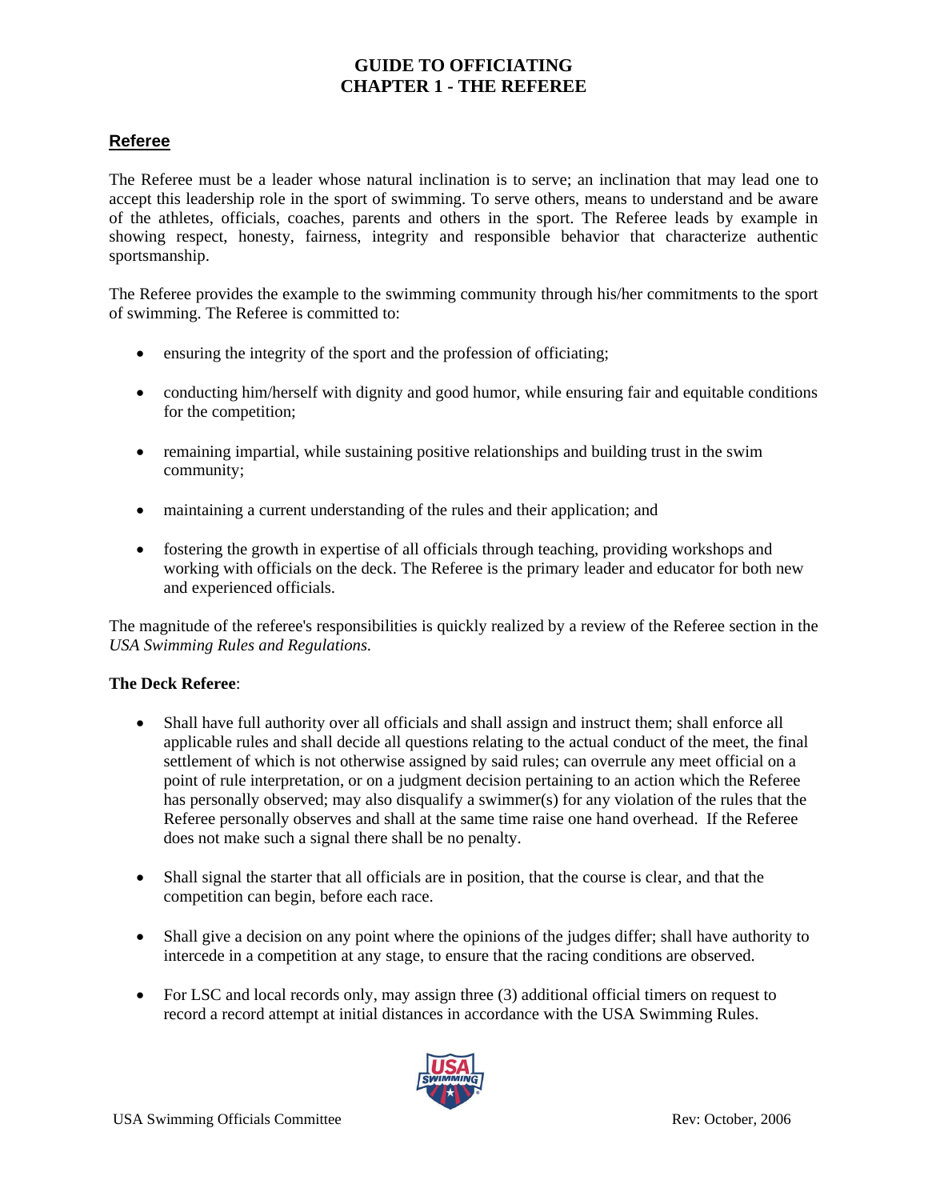# GUIDE TO OFFICIATING
# CHAPTER 1 - THE REFEREE

## Referee

The Referee must be a leader whose natural inclination is to serve; an inclination that may lead one to accept this leadership role in the sport of swimming. To serve others, means to understand and be aware of the athletes, officials, coaches, parents and others in the sport. The Referee leads by example in showing respect, honesty, fairness, integrity and responsible behavior that characterize authentic sportsmanship.

The Referee provides the example to the swimming community through his/her commitments to the sport of swimming. The Referee is committed to:

- ensuring the integrity of the sport and the profession of officiating;
- conducting him/herself with dignity and good humor, while ensuring fair and equitable conditions for the competition;
- remaining impartial, while sustaining positive relationships and building trust in the swim community;
- maintaining a current understanding of the rules and their application; and
- fostering the growth in expertise of all officials through teaching, providing workshops and working with officials on the deck. The Referee is the primary leader and educator for both new and experienced officials.

The magnitude of the referee's responsibilities is quickly realized by a review of the Referee section in the *USA Swimming Rules and Regulations.*

**The Deck Referee**:

- Shall have full authority over all officials and shall assign and instruct them; shall enforce all applicable rules and shall decide all questions relating to the actual conduct of the meet, the final settlement of which is not otherwise assigned by said rules; can overrule any meet official on a point of rule interpretation, or on a judgment decision pertaining to an action which the Referee has personally observed; may also disqualify a swimmer(s) for any violation of the rules that the Referee personally observes and shall at the same time raise one hand overhead. If the Referee does not make such a signal there shall be no penalty.
- Shall signal the starter that all officials are in position, that the course is clear, and that the competition can begin, before each race.
- Shall give a decision on any point where the opinions of the judges differ; shall have authority to intercede in a competition at any stage, to ensure that the racing conditions are observed.
- For LSC and local records only, may assign three (3) additional official timers on request to record a record attempt at initial distances in accordance with the USA Swimming Rules.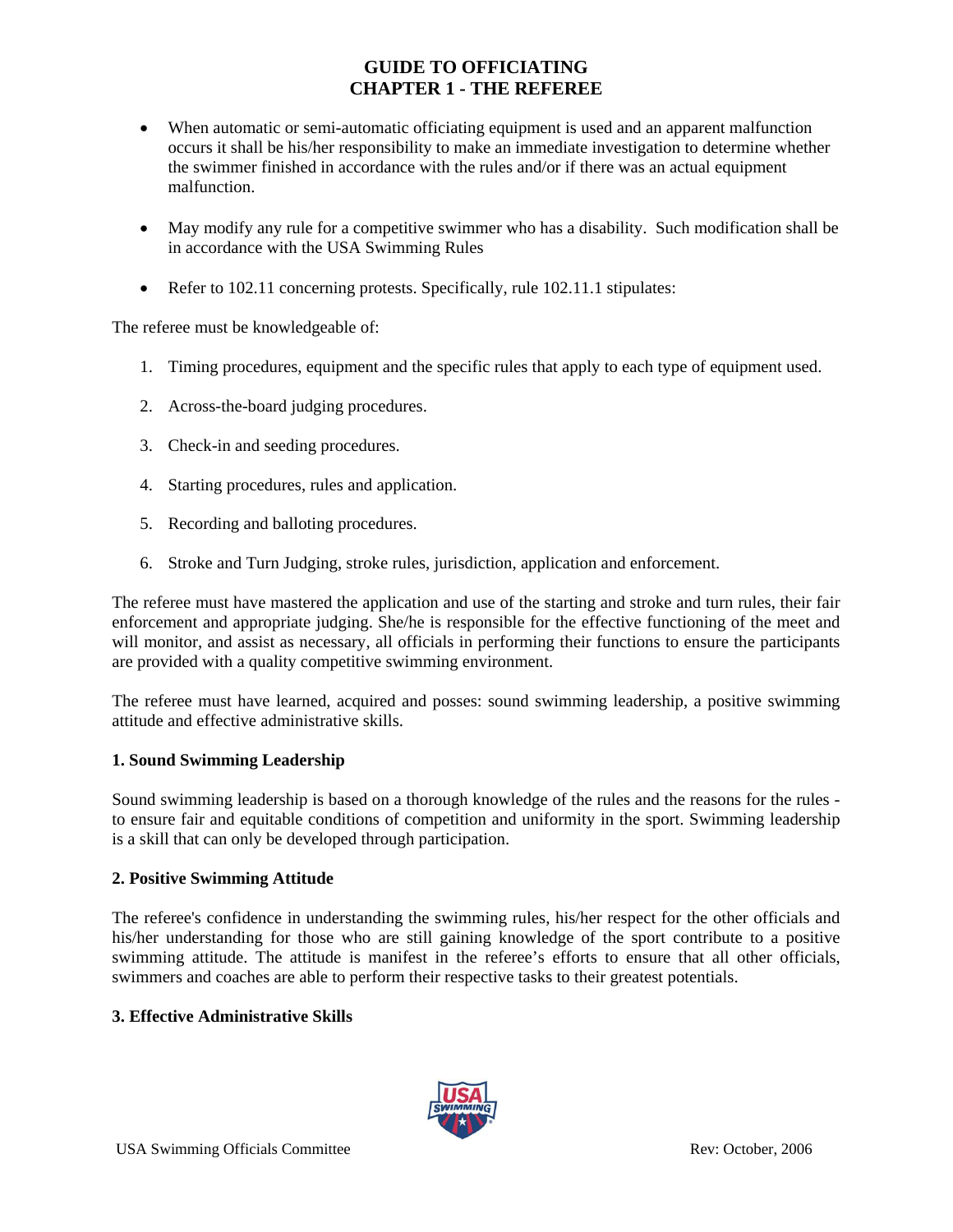- When automatic or semi-automatic officiating equipment is used and an apparent malfunction occurs it shall be his/her responsibility to make an immediate investigation to determine whether the swimmer finished in accordance with the rules and/or if there was an actual equipment malfunction.

- May modify any rule for a competitive swimmer who has a disability. Such modification shall be in accordance with the USA Swimming Rules

- Refer to 102.11 concerning protests. Specifically, rule 102.11.1 stipulates:

The referee must be knowledgeable of:

1. Timing procedures, equipment and the specific rules that apply to each type of equipment used.

2. Across-the-board judging procedures.

3. Check-in and seeding procedures.

4. Starting procedures, rules and application.

5. Recording and balloting procedures.

6. Stroke and Turn Judging, stroke rules, jurisdiction, application and enforcement.

The referee must have mastered the application and use of the starting and stroke and turn rules, their fair enforcement and appropriate judging. She/he is responsible for the effective functioning of the meet and will monitor, and assist as necessary, all officials in performing their functions to ensure the participants are provided with a quality competitive swimming environment.

The referee must have learned, acquired and posses: sound swimming leadership, a positive swimming attitude and effective administrative skills.

### 1. Sound Swimming Leadership

Sound swimming leadership is based on a thorough knowledge of the rules and the reasons for the rules - to ensure fair and equitable conditions of competition and uniformity in the sport. Swimming leadership is a skill that can only be developed through participation.

### 2. Positive Swimming Attitude

The referee's confidence in understanding the swimming rules, his/her respect for the other officials and his/her understanding for those who are still gaining knowledge of the sport contribute to a positive swimming attitude. The attitude is manifest in the referee's efforts to ensure that all other officials, swimmers and coaches are able to perform their respective tasks to their greatest potentials.

### 3. Effective Administrative Skills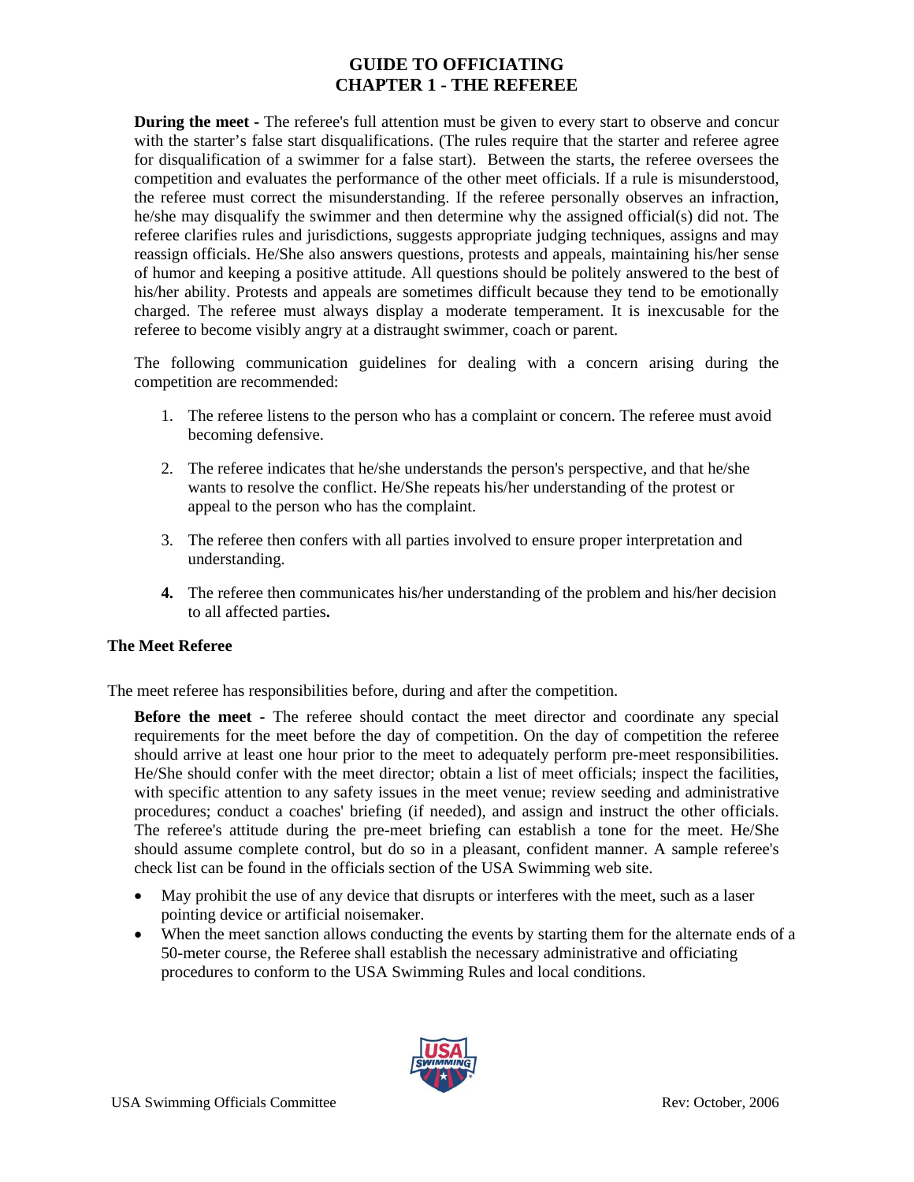# GUIDE TO OFFICIATING
# CHAPTER 1 - THE REFEREE

**During the meet -** The referee's full attention must be given to every start to observe and concur with the starter's false start disqualifications. (The rules require that the starter and referee agree for disqualification of a swimmer for a false start). Between the starts, the referee oversees the competition and evaluates the performance of the other meet officials. If a rule is misunderstood, the referee must correct the misunderstanding. If the referee personally observes an infraction, he/she may disqualify the swimmer and then determine why the assigned official(s) did not. The referee clarifies rules and jurisdictions, suggests appropriate judging techniques, assigns and may reassign officials. He/She also answers questions, protests and appeals, maintaining his/her sense of humor and keeping a positive attitude. All questions should be politely answered to the best of his/her ability. Protests and appeals are sometimes difficult because they tend to be emotionally charged. The referee must always display a moderate temperament. It is inexcusable for the referee to become visibly angry at a distraught swimmer, coach or parent.

The following communication guidelines for dealing with a concern arising during the competition are recommended:

1. The referee listens to the person who has a complaint or concern. The referee must avoid becoming defensive.
2. The referee indicates that he/she understands the person's perspective, and that he/she wants to resolve the conflict. He/She repeats his/her understanding of the protest or appeal to the person who has the complaint.
3. The referee then confers with all parties involved to ensure proper interpretation and understanding.
4. The referee then communicates his/her understanding of the problem and his/her decision to all affected parties.

### The Meet Referee

The meet referee has responsibilities before, during and after the competition.

**Before the meet** - The referee should contact the meet director and coordinate any special requirements for the meet before the day of competition. On the day of competition the referee should arrive at least one hour prior to the meet to adequately perform pre-meet responsibilities. He/She should confer with the meet director; obtain a list of meet officials; inspect the facilities, with specific attention to any safety issues in the meet venue; review seeding and administrative procedures; conduct a coaches' briefing (if needed), and assign and instruct the other officials. The referee's attitude during the pre-meet briefing can establish a tone for the meet. He/She should assume complete control, but do so in a pleasant, confident manner. A sample referee's check list can be found in the officials section of the USA Swimming web site.

- May prohibit the use of any device that disrupts or interferes with the meet, such as a laser pointing device or artificial noisemaker.
- When the meet sanction allows conducting the events by starting them for the alternate ends of a 50-meter course, the Referee shall establish the necessary administrative and officiating procedures to conform to the USA Swimming Rules and local conditions.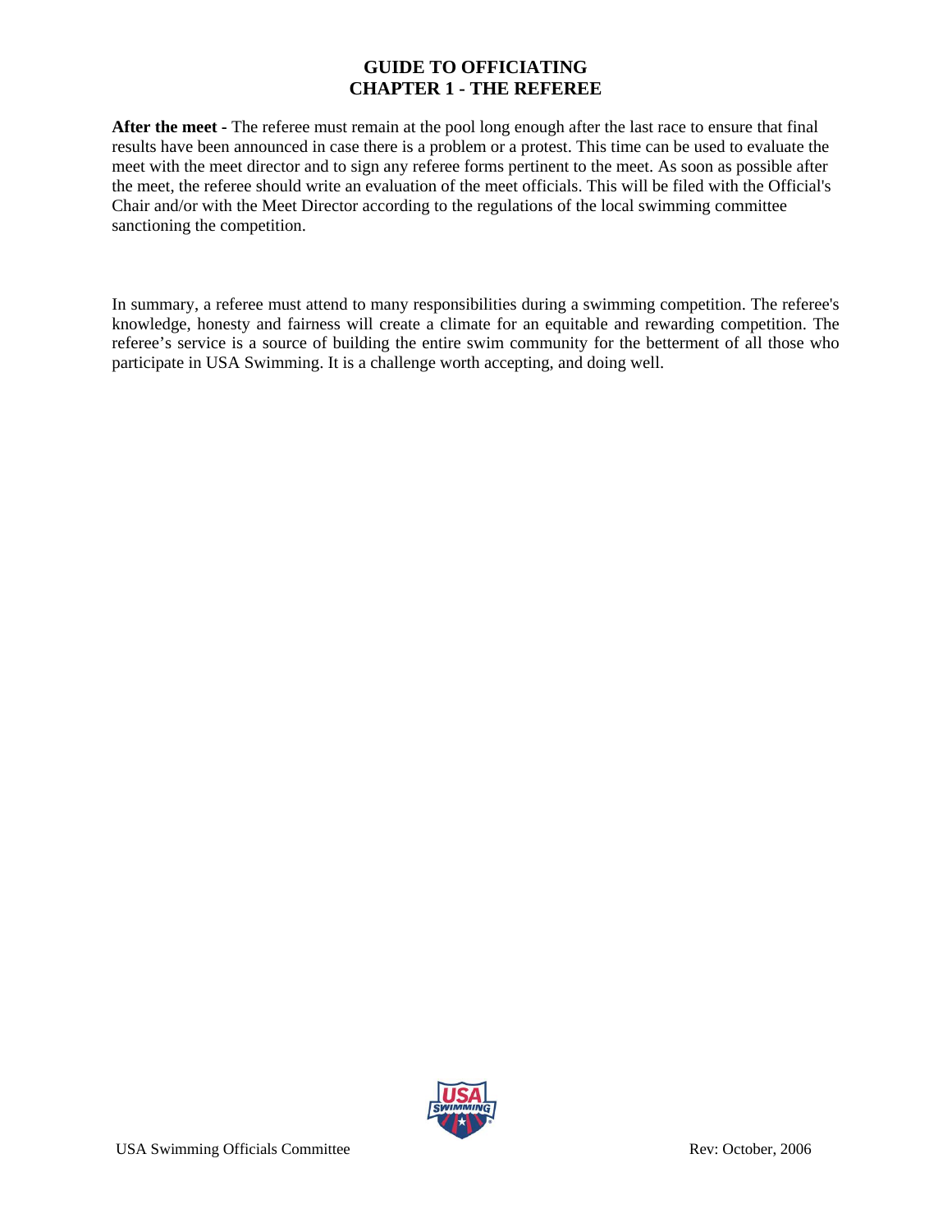**After the meet -** The referee must remain at the pool long enough after the last race to ensure that final results have been announced in case there is a problem or a protest. This time can be used to evaluate the meet with the meet director and to sign any referee forms pertinent to the meet. As soon as possible after the meet, the referee should write an evaluation of the meet officials. This will be filed with the Official's Chair and/or with the Meet Director according to the regulations of the local swimming committee sanctioning the competition.

In summary, a referee must attend to many responsibilities during a swimming competition. The referee's knowledge, honesty and fairness will create a climate for an equitable and rewarding competition. The referee's service is a source of building the entire swim community for the betterment of all those who participate in USA Swimming. It is a challenge worth accepting, and doing well.